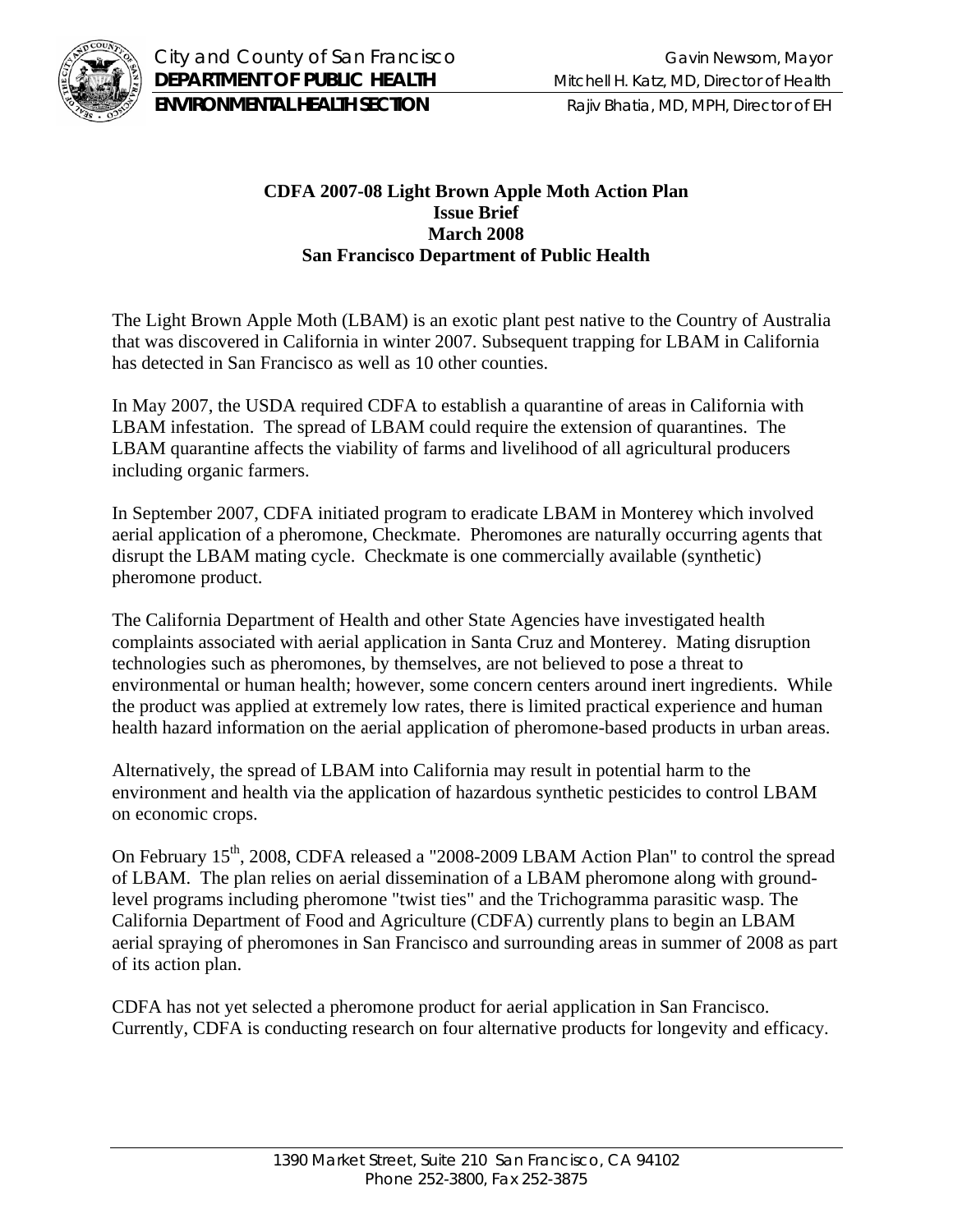City and County of San Francisco — Gavin Newsom, Mayor

**DEPARTMENT OF PUBLIC HEALTH** — Mitchell H. Katz, MD, Director of Health

**ENVIRONMENTAL HEALTH SECTION** — Rajiv Bhatia, MD, MPH, Director of EH

**CDFA 2007-08 Light Brown Apple Moth Action Plan**
**Issue Brief**
**March 2008**
**San Francisco Department of Public Health**

The Light Brown Apple Moth (LBAM) is an exotic plant pest native to the Country of Australia that was discovered in California in winter 2007. Subsequent trapping for LBAM in California has detected in San Francisco as well as 10 other counties.

In May 2007, the USDA required CDFA to establish a quarantine of areas in California with LBAM infestation. The spread of LBAM could require the extension of quarantines. The LBAM quarantine affects the viability of farms and livelihood of all agricultural producers including organic farmers.

In September 2007, CDFA initiated program to eradicate LBAM in Monterey which involved aerial application of a pheromone, Checkmate. Pheromones are naturally occurring agents that disrupt the LBAM mating cycle. Checkmate is one commercially available (synthetic) pheromone product.

The California Department of Health and other State Agencies have investigated health complaints associated with aerial application in Santa Cruz and Monterey. Mating disruption technologies such as pheromones, by themselves, are not believed to pose a threat to environmental or human health; however, some concern centers around inert ingredients. While the product was applied at extremely low rates, there is limited practical experience and human health hazard information on the aerial application of pheromone-based products in urban areas.

Alternatively, the spread of LBAM into California may result in potential harm to the environment and health via the application of hazardous synthetic pesticides to control LBAM on economic crops.

On February 15th, 2008, CDFA released a "2008-2009 LBAM Action Plan" to control the spread of LBAM. The plan relies on aerial dissemination of a LBAM pheromone along with ground-level programs including pheromone "twist ties" and the Trichogramma parasitic wasp. The California Department of Food and Agriculture (CDFA) currently plans to begin an LBAM aerial spraying of pheromones in San Francisco and surrounding areas in summer of 2008 as part of its action plan.

CDFA has not yet selected a pheromone product for aerial application in San Francisco. Currently, CDFA is conducting research on four alternative products for longevity and efficacy.

1390 Market Street, Suite 210 San Francisco, CA 94102
Phone 252-3800, Fax 252-3875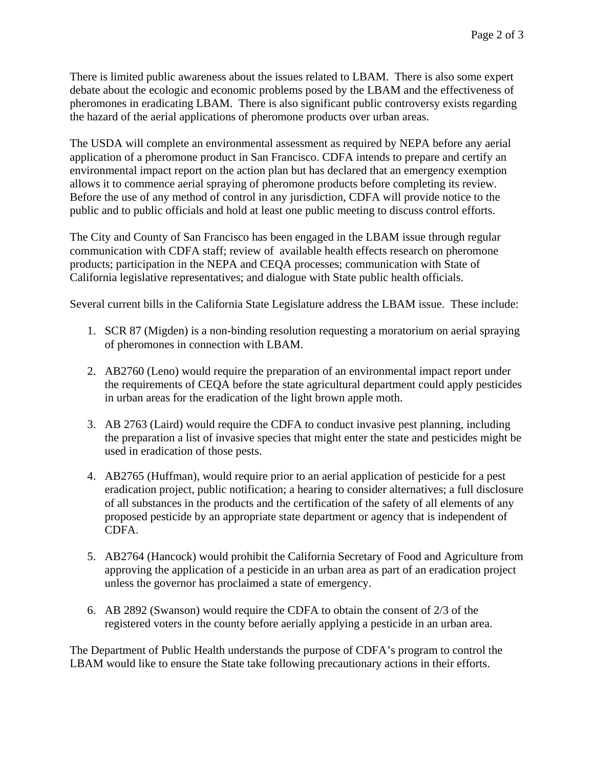There is limited public awareness about the issues related to LBAM. There is also some expert debate about the ecologic and economic problems posed by the LBAM and the effectiveness of pheromones in eradicating LBAM. There is also significant public controversy exists regarding the hazard of the aerial applications of pheromone products over urban areas.

The USDA will complete an environmental assessment as required by NEPA before any aerial application of a pheromone product in San Francisco. CDFA intends to prepare and certify an environmental impact report on the action plan but has declared that an emergency exemption allows it to commence aerial spraying of pheromone products before completing its review. Before the use of any method of control in any jurisdiction, CDFA will provide notice to the public and to public officials and hold at least one public meeting to discuss control efforts.

The City and County of San Francisco has been engaged in the LBAM issue through regular communication with CDFA staff; review of available health effects research on pheromone products; participation in the NEPA and CEQA processes; communication with State of California legislative representatives; and dialogue with State public health officials.

Several current bills in the California State Legislature address the LBAM issue. These include:

1. SCR 87 (Migden) is a non-binding resolution requesting a moratorium on aerial spraying of pheromones in connection with LBAM.

2. AB2760 (Leno) would require the preparation of an environmental impact report under the requirements of CEQA before the state agricultural department could apply pesticides in urban areas for the eradication of the light brown apple moth.

3. AB 2763 (Laird) would require the CDFA to conduct invasive pest planning, including the preparation a list of invasive species that might enter the state and pesticides might be used in eradication of those pests.

4. AB2765 (Huffman), would require prior to an aerial application of pesticide for a pest eradication project, public notification; a hearing to consider alternatives; a full disclosure of all substances in the products and the certification of the safety of all elements of any proposed pesticide by an appropriate state department or agency that is independent of CDFA.

5. AB2764 (Hancock) would prohibit the California Secretary of Food and Agriculture from approving the application of a pesticide in an urban area as part of an eradication project unless the governor has proclaimed a state of emergency.

6. AB 2892 (Swanson) would require the CDFA to obtain the consent of 2/3 of the registered voters in the county before aerially applying a pesticide in an urban area.

The Department of Public Health understands the purpose of CDFA's program to control the LBAM would like to ensure the State take following precautionary actions in their efforts.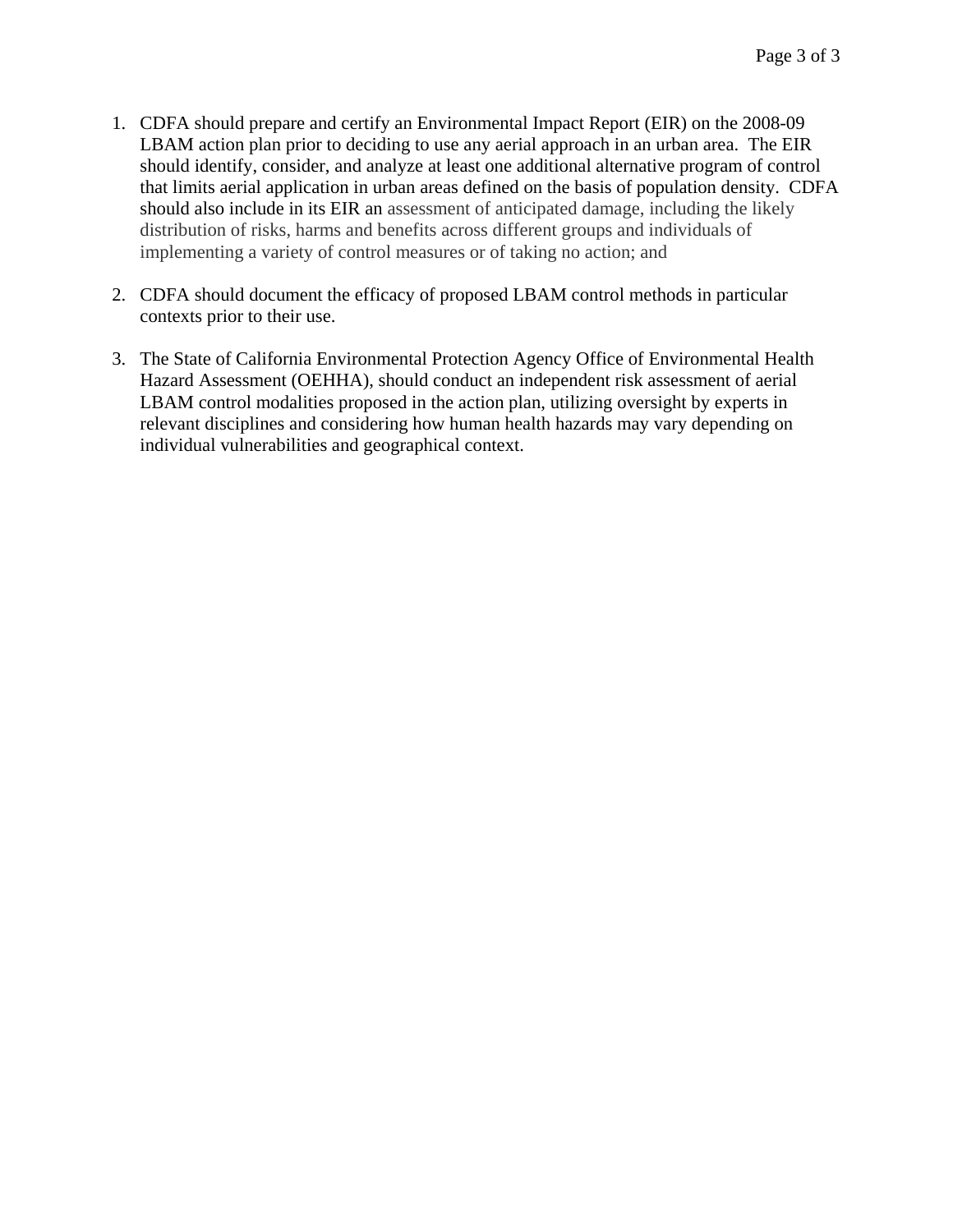1. CDFA should prepare and certify an Environmental Impact Report (EIR) on the 2008-09 LBAM action plan prior to deciding to use any aerial approach in an urban area. The EIR should identify, consider, and analyze at least one additional alternative program of control that limits aerial application in urban areas defined on the basis of population density. CDFA should also include in its EIR an assessment of anticipated damage, including the likely distribution of risks, harms and benefits across different groups and individuals of implementing a variety of control measures or of taking no action; and

2. CDFA should document the efficacy of proposed LBAM control methods in particular contexts prior to their use.

3. The State of California Environmental Protection Agency Office of Environmental Health Hazard Assessment (OEHHA), should conduct an independent risk assessment of aerial LBAM control modalities proposed in the action plan, utilizing oversight by experts in relevant disciplines and considering how human health hazards may vary depending on individual vulnerabilities and geographical context.